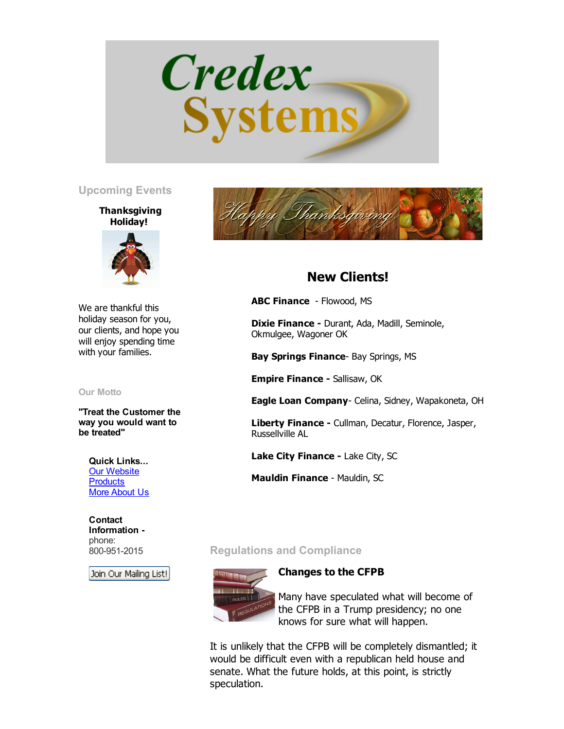# Credex Systems

## Upcoming Events

**Thanksgiving Holiday!**

We are thankful this holiday season for you, our clients, and hope you will enjoy spending time with your families.

### Our Motto

**"Treat the Customer the way you would want to be treated"**

**Quick Links...**
[Our Website]
[Products]
[More About Us]

**Contact Information -**
phone:
800-951-2015

Join Our Mailing List!

Happy Thanksgiving

## New Clients!

**ABC Finance** - Flowood, MS

**Dixie Finance -** Durant, Ada, Madill, Seminole, Okmulgee, Wagoner OK

**Bay Springs Finance**- Bay Springs, MS

**Empire Finance -** Sallisaw, OK

**Eagle Loan Company**- Celina, Sidney, Wapakoneta, OH

**Liberty Finance -** Cullman, Decatur, Florence, Jasper, Russellville AL

**Lake City Finance -** Lake City, SC

**Mauldin Finance** - Mauldin, SC

## Regulations and Compliance

### Changes to the CFPB

Many have speculated what will become of the CFPB in a Trump presidency; no one knows for sure what will happen.

It is unlikely that the CFPB will be completely dismantled; it would be difficult even with a republican held house and senate. What the future holds, at this point, is strictly speculation.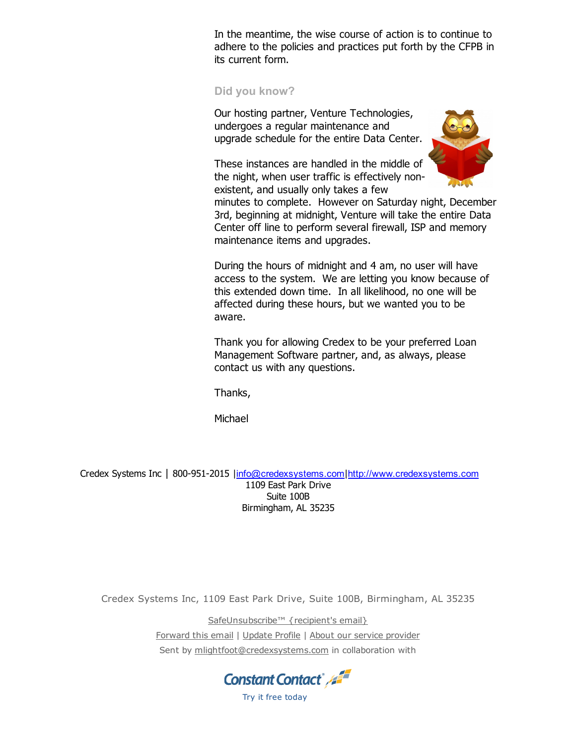In the meantime, the wise course of action is to continue to adhere to the policies and practices put forth by the CFPB in its current form.

### Did you know?

Our hosting partner, Venture Technologies, undergoes a regular maintenance and upgrade schedule for the entire Data Center.

These instances are handled in the middle of the night, when user traffic is effectively non-existent, and usually only takes a few minutes to complete. However on Saturday night, December 3rd, beginning at midnight, Venture will take the entire Data Center off line to perform several firewall, ISP and memory maintenance items and upgrades.

During the hours of midnight and 4 am, no user will have access to the system. We are letting you know because of this extended down time. In all likelihood, no one will be affected during these hours, but we wanted you to be aware.

Thank you for allowing Credex to be your preferred Loan Management Software partner, and, as always, please contact us with any questions.

Thanks,

Michael

Credex Systems Inc | 800-951-2015 |info@credexsystems.com|http://www.credexsystems.com
1109 East Park Drive
Suite 100B
Birmingham, AL 35235

Credex Systems Inc, 1109 East Park Drive, Suite 100B, Birmingham, AL 35235

SafeUnsubscribe™ {recipient's email}

Forward this email | Update Profile | About our service provider

Sent by mlightfoot@credexsystems.com in collaboration with

Constant Contact

Try it free today